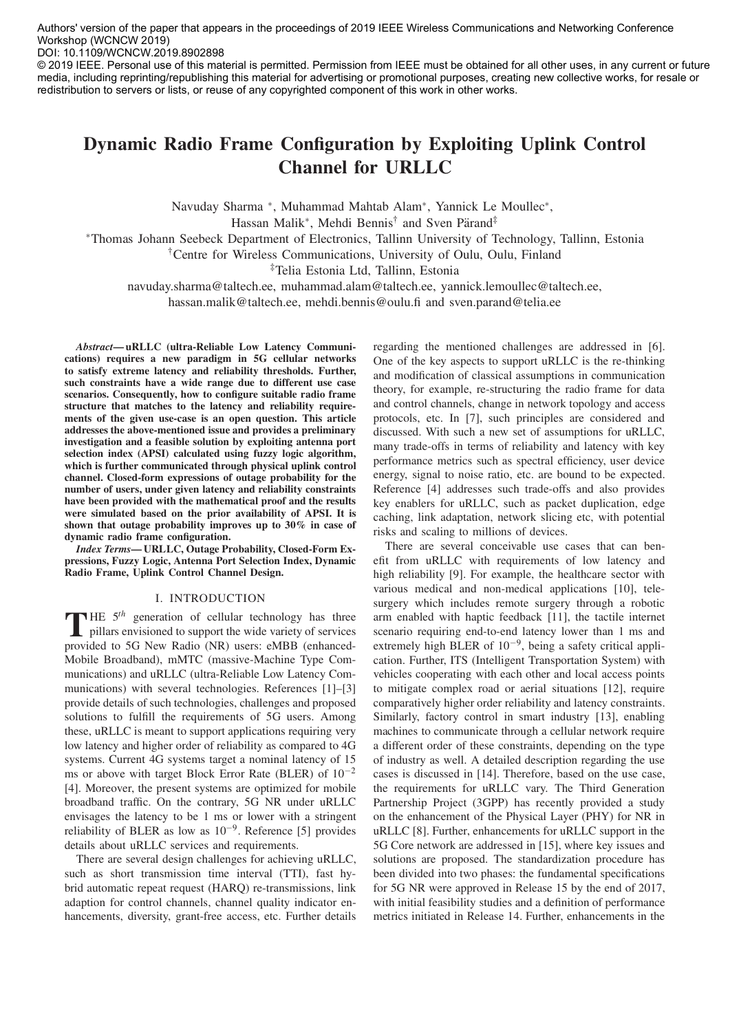Authors' version of the paper that appears in the proceedings of 2019 IEEE Wireless Communications and Networking Conference Workshop (WCNCW 2019)
DOI: 10.1109/WCNCW.2019.8902898
© 2019 IEEE. Personal use of this material is permitted. Permission from IEEE must be obtained for all other uses, in any current or future media, including reprinting/republishing this material for advertising or promotional purposes, creating new collective works, for resale or redistribution to servers or lists, or reuse of any copyrighted component of this work in other works.

# Dynamic Radio Frame Configuration by Exploiting Uplink Control Channel for URLLC

Navuday Sharma [*], Muhammad Mahtab Alam[*], Yannick Le Moullec[*], Hassan Malik[*], Mehdi Bennis[†] and Sven Pärand[‡]

[*]Thomas Johann Seebeck Department of Electronics, Tallinn University of Technology, Tallinn, Estonia
[†]Centre for Wireless Communications, University of Oulu, Oulu, Finland
[‡]Telia Estonia Ltd, Tallinn, Estonia
navuday.sharma@taltech.ee, muhammad.alam@taltech.ee, yannick.lemoullec@taltech.ee, hassan.malik@taltech.ee, mehdi.bennis@oulu.fi and sven.parand@telia.ee

***Abstract*— uRLLC (ultra-Reliable Low Latency Communications) requires a new paradigm in 5G cellular networks to satisfy extreme latency and reliability thresholds. Further, such constraints have a wide range due to different use case scenarios. Consequently, how to configure suitable radio frame structure that matches to the latency and reliability requirements of the given use-case is an open question. This article addresses the above-mentioned issue and provides a preliminary investigation and a feasible solution by exploiting antenna port selection index (APSI) calculated using fuzzy logic algorithm, which is further communicated through physical uplink control channel. Closed-form expressions of outage probability for the number of users, under given latency and reliability constraints have been provided with the mathematical proof and the results were simulated based on the prior availability of APSI. It is shown that outage probability improves up to 30% in case of dynamic radio frame configuration.**

***Index Terms*— URLLC, Outage Probability, Closed-Form Expressions, Fuzzy Logic, Antenna Port Selection Index, Dynamic Radio Frame, Uplink Control Channel Design.**

## I. INTRODUCTION

The $5^{th}$ generation of cellular technology has three pillars envisioned to support the wide variety of services provided to 5G New Radio (NR) users: eMBB (enhanced-Mobile Broadband), mMTC (massive-Machine Type Communications) and uRLLC (ultra-Reliable Low Latency Communications) with several technologies. References [1]–[3] provide details of such technologies, challenges and proposed solutions to fulfill the requirements of 5G users. Among these, uRLLC is meant to support applications requiring very low latency and higher order of reliability as compared to 4G systems. Current 4G systems target a nominal latency of 15 ms or above with target Block Error Rate (BLER) of $10^{-2}$ [4]. Moreover, the present systems are optimized for mobile broadband traffic. On the contrary, 5G NR under uRLLC envisages the latency to be 1 ms or lower with a stringent reliability of BLER as low as $10^{-9}$. Reference [5] provides details about uRLLC services and requirements.

There are several design challenges for achieving uRLLC, such as short transmission time interval (TTI), fast hybrid automatic repeat request (HARQ) re-transmissions, link adaption for control channels, channel quality indicator enhancements, diversity, grant-free access, etc. Further details regarding the mentioned challenges are addressed in [6]. One of the key aspects to support uRLLC is the re-thinking and modification of classical assumptions in communication theory, for example, re-structuring the radio frame for data and control channels, change in network topology and access protocols, etc. In [7], such principles are considered and discussed. With such a new set of assumptions for uRLLC, many trade-offs in terms of reliability and latency with key performance metrics such as spectral efficiency, user device energy, signal to noise ratio, etc. are bound to be expected. Reference [4] addresses such trade-offs and also provides key enablers for uRLLC, such as packet duplication, edge caching, link adaptation, network slicing etc, with potential risks and scaling to millions of devices.

There are several conceivable use cases that can benefit from uRLLC with requirements of low latency and high reliability [9]. For example, the healthcare sector with various medical and non-medical applications [10], telesurgery which includes remote surgery through a robotic arm enabled with haptic feedback [11], the tactile internet scenario requiring end-to-end latency lower than 1 ms and extremely high BLER of $10^{-9}$, being a safety critical application. Further, ITS (Intelligent Transportation System) with vehicles cooperating with each other and local access points to mitigate complex road or aerial situations [12], require comparatively higher order reliability and latency constraints. Similarly, factory control in smart industry [13], enabling machines to communicate through a cellular network require a different order of these constraints, depending on the type of industry as well. A detailed description regarding the use cases is discussed in [14]. Therefore, based on the use case, the requirements for uRLLC vary. The Third Generation Partnership Project (3GPP) has recently provided a study on the enhancement of the Physical Layer (PHY) for NR in uRLLC [8]. Further, enhancements for uRLLC support in the 5G Core network are addressed in [15], where key issues and solutions are proposed. The standardization procedure has been divided into two phases: the fundamental specifications for 5G NR were approved in Release 15 by the end of 2017, with initial feasibility studies and a definition of performance metrics initiated in Release 14. Further, enhancements in the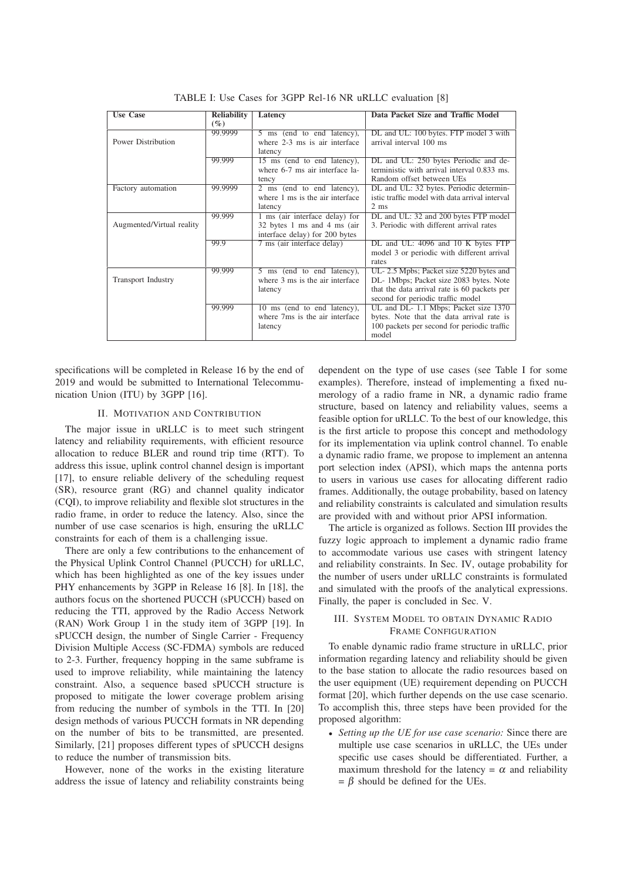TABLE I: Use Cases for 3GPP Rel-16 NR uRLLC evaluation [8]

| Use Case | Reliability (%) | Latency | Data Packet Size and Traffic Model |
|---|---|---|---|
| Power Distribution | 99.9999 | 5 ms (end to end latency), where 2-3 ms is air interface latency | DL and UL: 100 bytes. FTP model 3 with arrival interval 100 ms |
| | 99.999 | 15 ms (end to end latency), where 6-7 ms air interface latency | DL and UL: 250 bytes Periodic and deterministic with arrival interval 0.833 ms. Random offset between UEs |
| Factory automation | 99.9999 | 2 ms (end to end latency), where 1 ms is the air interface latency | DL and UL: 32 bytes. Periodic deterministic traffic model with data arrival interval 2 ms |
| Augmented/Virtual reality | 99.999 | 1 ms (air interface delay) for 32 bytes 1 ms and 4 ms (air interface delay) for 200 bytes | DL and UL: 32 and 200 bytes FTP model 3. Periodic with different arrival rates |
| | 99.9 | 7 ms (air interface delay) | DL and UL: 4096 and 10 K bytes FTP model 3 or periodic with different arrival rates |
| Transport Industry | 99.999 | 5 ms (end to end latency), where 3 ms is the air interface latency | UL- 2.5 Mpbs; Packet size 5220 bytes and DL- 1Mbps; Packet size 2083 bytes. Note that the data arrival rate is 60 packets per second for periodic traffic model |
| | 99.999 | 10 ms (end to end latency), where 7ms is the air interface latency | UL and DL- 1.1 Mbps; Packet size 1370 bytes. Note that the data arrival rate is 100 packets per second for periodic traffic model |

specifications will be completed in Release 16 by the end of 2019 and would be submitted to International Telecommunication Union (ITU) by 3GPP [16].

## II. Motivation and Contribution

The major issue in uRLLC is to meet such stringent latency and reliability requirements, with efficient resource allocation to reduce BLER and round trip time (RTT). To address this issue, uplink control channel design is important [17], to ensure reliable delivery of the scheduling request (SR), resource grant (RG) and channel quality indicator (CQI), to improve reliability and flexible slot structures in the radio frame, in order to reduce the latency. Also, since the number of use case scenarios is high, ensuring the uRLLC constraints for each of them is a challenging issue.

There are only a few contributions to the enhancement of the Physical Uplink Control Channel (PUCCH) for uRLLC, which has been highlighted as one of the key issues under PHY enhancements by 3GPP in Release 16 [8]. In [18], the authors focus on the shortened PUCCH (sPUCCH) based on reducing the TTI, approved by the Radio Access Network (RAN) Work Group 1 in the study item of 3GPP [19]. In sPUCCH design, the number of Single Carrier - Frequency Division Multiple Access (SC-FDMA) symbols are reduced to 2-3. Further, frequency hopping in the same subframe is used to improve reliability, while maintaining the latency constraint. Also, a sequence based sPUCCH structure is proposed to mitigate the lower coverage problem arising from reducing the number of symbols in the TTI. In [20] design methods of various PUCCH formats in NR depending on the number of bits to be transmitted, are presented. Similarly, [21] proposes different types of sPUCCH designs to reduce the number of transmission bits.

However, none of the works in the existing literature address the issue of latency and reliability constraints being dependent on the type of use cases (see Table I for some examples). Therefore, instead of implementing a fixed numerology of a radio frame in NR, a dynamic radio frame structure, based on latency and reliability values, seems a feasible option for uRLLC. To the best of our knowledge, this is the first article to propose this concept and methodology for its implementation via uplink control channel. To enable a dynamic radio frame, we propose to implement an antenna port selection index (APSI), which maps the antenna ports to users in various use cases for allocating different radio frames. Additionally, the outage probability, based on latency and reliability constraints is calculated and simulation results are provided with and without prior APSI information.

The article is organized as follows. Section III provides the fuzzy logic approach to implement a dynamic radio frame to accommodate various use cases with stringent latency and reliability constraints. In Sec. IV, outage probability for the number of users under uRLLC constraints is formulated and simulated with the proofs of the analytical expressions. Finally, the paper is concluded in Sec. V.

## III. System Model to obtain Dynamic Radio Frame Configuration

To enable dynamic radio frame structure in uRLLC, prior information regarding latency and reliability should be given to the base station to allocate the radio resources based on the user equipment (UE) requirement depending on PUCCH format [20], which further depends on the use case scenario. To accomplish this, three steps have been provided for the proposed algorithm:

- *Setting up the UE for use case scenario:* Since there are multiple use case scenarios in uRLLC, the UEs under specific use cases should be differentiated. Further, a maximum threshold for the latency = $\alpha$ and reliability = $\beta$ should be defined for the UEs.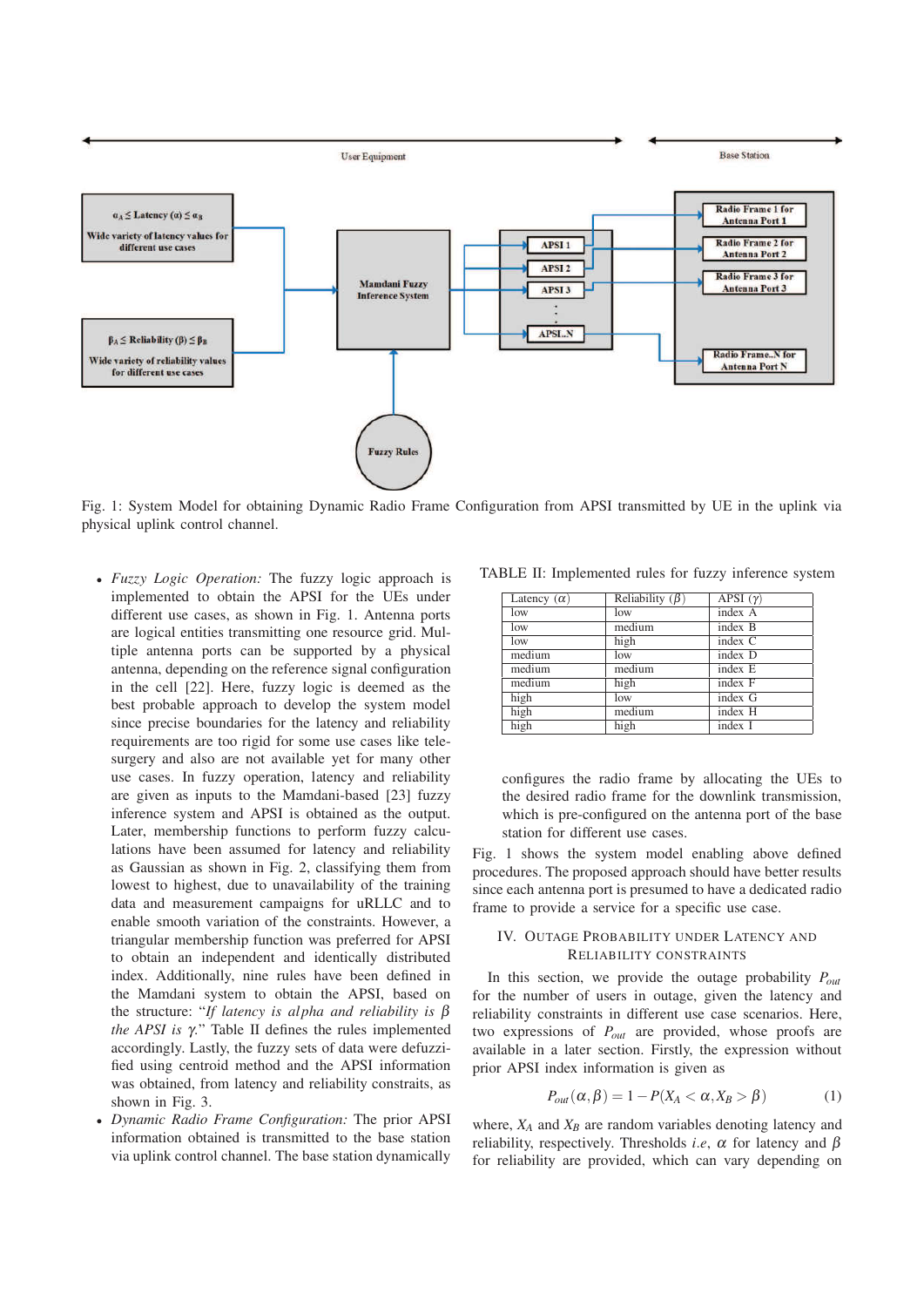Fig. 1: System Model for obtaining Dynamic Radio Frame Configuration from APSI transmitted by UE in the uplink via physical uplink control channel.

- *Fuzzy Logic Operation:* The fuzzy logic approach is implemented to obtain the APSI for the UEs under different use cases, as shown in Fig. 1. Antenna ports are logical entities transmitting one resource grid. Multiple antenna ports can be supported by a physical antenna, depending on the reference signal configuration in the cell [22]. Here, fuzzy logic is deemed as the best probable approach to develop the system model since precise boundaries for the latency and reliability requirements are too rigid for some use cases like telesurgery and also are not available yet for many other use cases. In fuzzy operation, latency and reliability are given as inputs to the Mamdani-based [23] fuzzy inference system and APSI is obtained as the output. Later, membership functions to perform fuzzy calculations have been assumed for latency and reliability as Gaussian as shown in Fig. 2, classifying them from lowest to highest, due to unavailability of the training data and measurement campaigns for uRLLC and to enable smooth variation of the constraints. However, a triangular membership function was preferred for APSI to obtain an independent and identically distributed index. Additionally, nine rules have been defined in the Mamdani system to obtain the APSI, based on the structure: "*If latency is* $alpha$ *and reliability is* $\beta$ *the APSI is* $\gamma$." Table II defines the rules implemented accordingly. Lastly, the fuzzy sets of data were defuzzified using centroid method and the APSI information was obtained, from latency and reliability constraits, as shown in Fig. 3.
- *Dynamic Radio Frame Configuration:* The prior APSI information obtained is transmitted to the base station via uplink control channel. The base station dynamically configures the radio frame by allocating the UEs to the desired radio frame for the downlink transmission, which is pre-configured on the antenna port of the base station for different use cases.

TABLE II: Implemented rules for fuzzy inference system

| Latency ($\alpha$) | Reliability ($\beta$) | APSI ($\gamma$) |
|---|---|---|
| low | low | index A |
| low | medium | index B |
| low | high | index C |
| medium | low | index D |
| medium | medium | index E |
| medium | high | index F |
| high | low | index G |
| high | medium | index H |
| high | high | index I |

Fig. 1 shows the system model enabling above defined procedures. The proposed approach should have better results since each antenna port is presumed to have a dedicated radio frame to provide a service for a specific use case.

## IV. Outage Probability under Latency and Reliability Constraints

In this section, we provide the outage probability $P_{out}$ for the number of users in outage, given the latency and reliability constraints in different use case scenarios. Here, two expressions of $P_{out}$ are provided, whose proofs are available in a later section. Firstly, the expression without prior APSI index information is given as

$$P_{out}(\alpha, \beta) = 1 - P(X_A < \alpha, X_B > \beta) \tag{1}$$

where, $X_A$ and $X_B$ are random variables denoting latency and reliability, respectively. Thresholds *i.e*, $\alpha$ for latency and $\beta$ for reliability are provided, which can vary depending on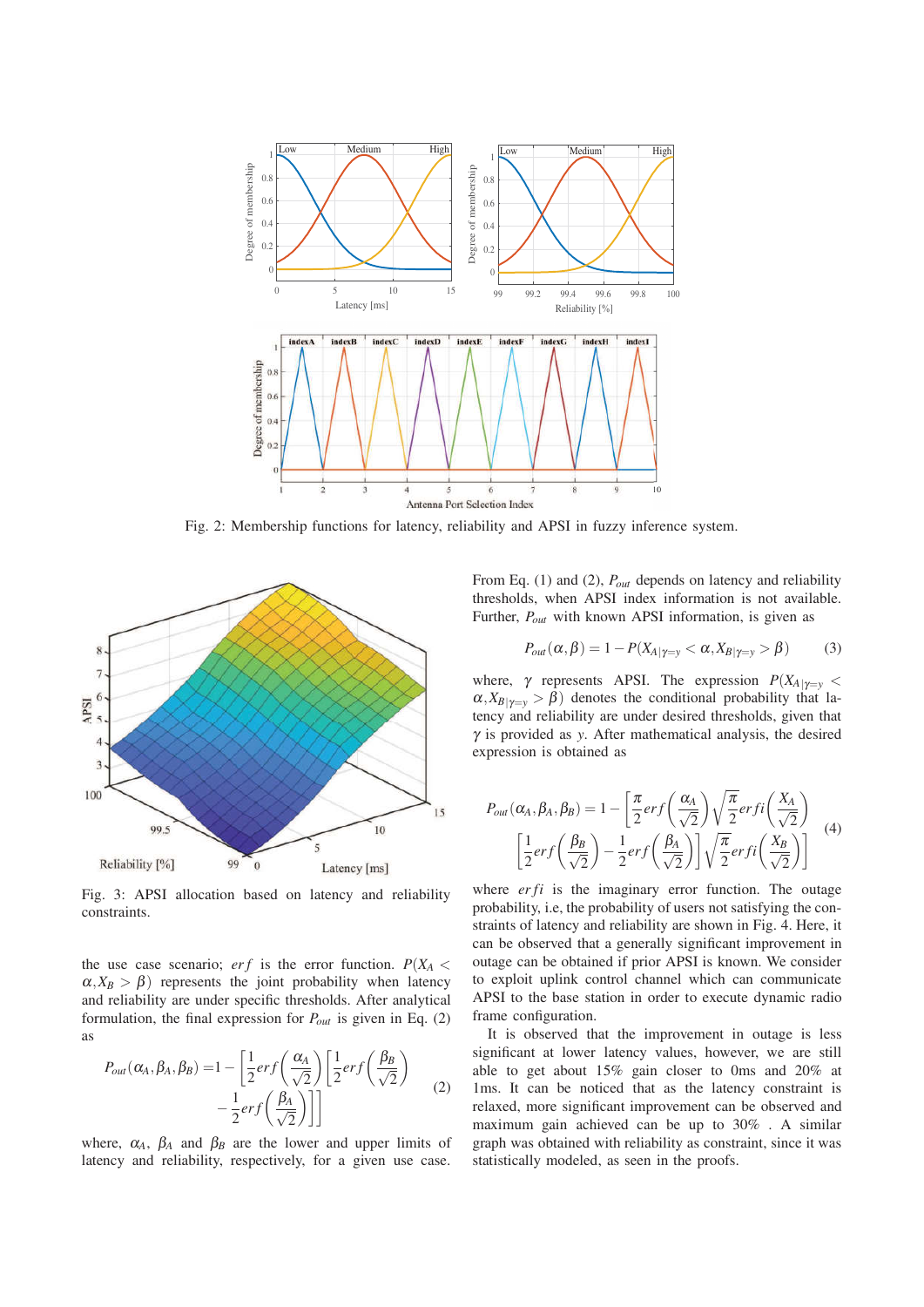Fig. 2: Membership functions for latency, reliability and APSI in fuzzy inference system.

Fig. 3: APSI allocation based on latency and reliability constraints.

the use case scenario; $erf$ is the error function. $P(X_A < \alpha, X_B > \beta)$ represents the joint probability when latency and reliability are under specific thresholds. After analytical formulation, the final expression for $P_{out}$ is given in Eq. (2) as

$$P_{out}(\alpha_A, \beta_A, \beta_B) = 1 - \left[\frac{1}{2}erf\left(\frac{\alpha_A}{\sqrt{2}}\right)\left[\frac{1}{2}erf\left(\frac{\beta_B}{\sqrt{2}}\right) - \frac{1}{2}erf\left(\frac{\beta_A}{\sqrt{2}}\right)\right]\right] \quad (2)$$

where, $\alpha_A$, $\beta_A$ and $\beta_B$ are the lower and upper limits of latency and reliability, respectively, for a given use case.

From Eq. (1) and (2), $P_{out}$ depends on latency and reliability thresholds, when APSI index information is not available. Further, $P_{out}$ with known APSI information, is given as

$$P_{out}(\alpha, \beta) = 1 - P(X_{A|\gamma=y} < \alpha, X_{B|\gamma=y} > \beta) \quad (3)$$

where, $\gamma$ represents APSI. The expression $P(X_{A|\gamma=y} < \alpha, X_{B|\gamma=y} > \beta)$ denotes the conditional probability that latency and reliability are under desired thresholds, given that $\gamma$ is provided as $y$. After mathematical analysis, the desired expression is obtained as

$$P_{out}(\alpha_A, \beta_A, \beta_B) = 1 - \left[\frac{\pi}{2}erf\left(\frac{\alpha_A}{\sqrt{2}}\right)\sqrt{\frac{\pi}{2}}erfi\left(\frac{X_A}{\sqrt{2}}\right)\left[\frac{1}{2}erf\left(\frac{\beta_B}{\sqrt{2}}\right) - \frac{1}{2}erf\left(\frac{\beta_A}{\sqrt{2}}\right)\right]\sqrt{\frac{\pi}{2}}erfi\left(\frac{X_B}{\sqrt{2}}\right)\right] \quad (4)$$

where $erfi$ is the imaginary error function. The outage probability, i.e, the probability of users not satisfying the constraints of latency and reliability are shown in Fig. 4. Here, it can be observed that a generally significant improvement in outage can be obtained if prior APSI is known. We consider to exploit uplink control channel which can communicate APSI to the base station in order to execute dynamic radio frame configuration.

It is observed that the improvement in outage is less significant at lower latency values, however, we are still able to get about 15% gain closer to 0ms and 20% at 1ms. It can be noticed that as the latency constraint is relaxed, more significant improvement can be observed and maximum gain achieved can be up to 30% . A similar graph was obtained with reliability as constraint, since it was statistically modeled, as seen in the proofs.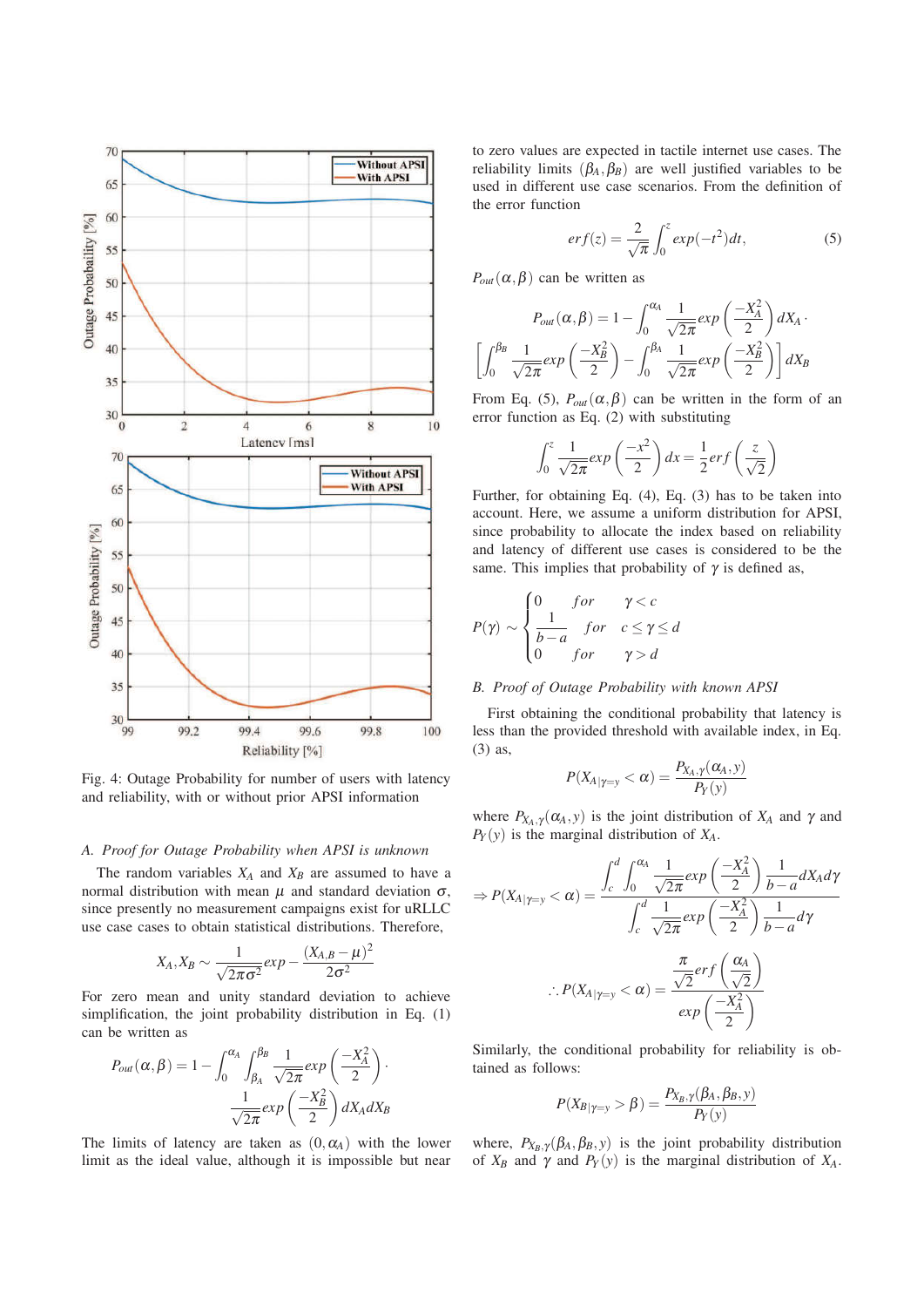Fig. 4: Outage Probability for number of users with latency and reliability, with or without prior APSI information

### A. Proof for Outage Probability when APSI is unknown

The random variables $X_A$ and $X_B$ are assumed to have a normal distribution with mean $\mu$ and standard deviation $\sigma$, since presently no measurement campaigns exist for uRLLC use case cases to obtain statistical distributions. Therefore,

$$X_A, X_B \sim \frac{1}{\sqrt{2\pi\sigma^2}} exp - \frac{(X_{A,B} - \mu)^2}{2\sigma^2}$$

For zero mean and unity standard deviation to achieve simplification, the joint probability distribution in Eq. (1) can be written as

$$P_{out}(\alpha, \beta) = 1 - \int_0^{\alpha_A} \int_{\beta_A}^{\beta_B} \frac{1}{\sqrt{2\pi}} exp\left(\frac{-X_A^2}{2}\right) \cdot \frac{1}{\sqrt{2\pi}} exp\left(\frac{-X_B^2}{2}\right) dX_A dX_B$$

The limits of latency are taken as $(0, \alpha_A)$ with the lower limit as the ideal value, although it is impossible but near to zero values are expected in tactile internet use cases. The reliability limits $(\beta_A, \beta_B)$ are well justified variables to be used in different use case scenarios. From the definition of the error function

$$erf(z) = \frac{2}{\sqrt{\pi}} \int_0^z exp(-t^2) dt, \tag{5}$$

$P_{out}(\alpha, \beta)$ can be written as

$$P_{out}(\alpha, \beta) = 1 - \int_0^{\alpha_A} \frac{1}{\sqrt{2\pi}} exp\left(\frac{-X_A^2}{2}\right) dX_A \cdot \left[\int_0^{\beta_B} \frac{1}{\sqrt{2\pi}} exp\left(\frac{-X_B^2}{2}\right) - \int_0^{\beta_A} \frac{1}{\sqrt{2\pi}} exp\left(\frac{-X_B^2}{2}\right)\right] dX_B$$

From Eq. (5), $P_{out}(\alpha, \beta)$ can be written in the form of an error function as Eq. (2) with substituting

$$\int_0^z \frac{1}{\sqrt{2\pi}} exp\left(\frac{-x^2}{2}\right) dx = \frac{1}{2} erf\left(\frac{z}{\sqrt{2}}\right)$$

Further, for obtaining Eq. (4), Eq. (3) has to be taken into account. Here, we assume a uniform distribution for APSI, since probability to allocate the index based on reliability and latency of different use cases is considered to be the same. This implies that probability of $\gamma$ is defined as,

$$P(\gamma) \sim \begin{cases} 0 & for \quad \gamma < c \\ \frac{1}{b-a} & for \quad c \leq \gamma \leq d \\ 0 & for \quad \gamma > d \end{cases}$$

### B. Proof of Outage Probability with known APSI

First obtaining the conditional probability that latency is less than the provided threshold with available index, in Eq. (3) as,

$$P(X_{A|\gamma=y} < \alpha) = \frac{P_{X_A,\gamma}(\alpha_A, y)}{P_Y(y)}$$

where $P_{X_A,\gamma}(\alpha_A, y)$ is the joint distribution of $X_A$ and $\gamma$ and $P_Y(y)$ is the marginal distribution of $X_A$.

$$\Rightarrow P(X_{A|\gamma=y} < \alpha) = \frac{\int_c^d \int_0^{\alpha_A} \frac{1}{\sqrt{2\pi}} exp\left(\frac{-X_A^2}{2}\right) \frac{1}{b-a} dX_A d\gamma}{\int_c^d \frac{1}{\sqrt{2\pi}} exp\left(\frac{-X_A^2}{2}\right) \frac{1}{b-a} d\gamma}$$

$$\therefore P(X_{A|\gamma=y} < \alpha) = \frac{\frac{\pi}{\sqrt{2}} erf\left(\frac{\alpha_A}{\sqrt{2}}\right)}{exp\left(\frac{-X_A^2}{2}\right)}$$

Similarly, the conditional probability for reliability is obtained as follows:

$$P(X_{B|\gamma=y} > \beta) = \frac{P_{X_B,\gamma}(\beta_A, \beta_B, y)}{P_Y(y)}$$

where, $P_{X_B,\gamma}(\beta_A, \beta_B, y)$ is the joint probability distribution of $X_B$ and $\gamma$ and $P_Y(y)$ is the marginal distribution of $X_A$.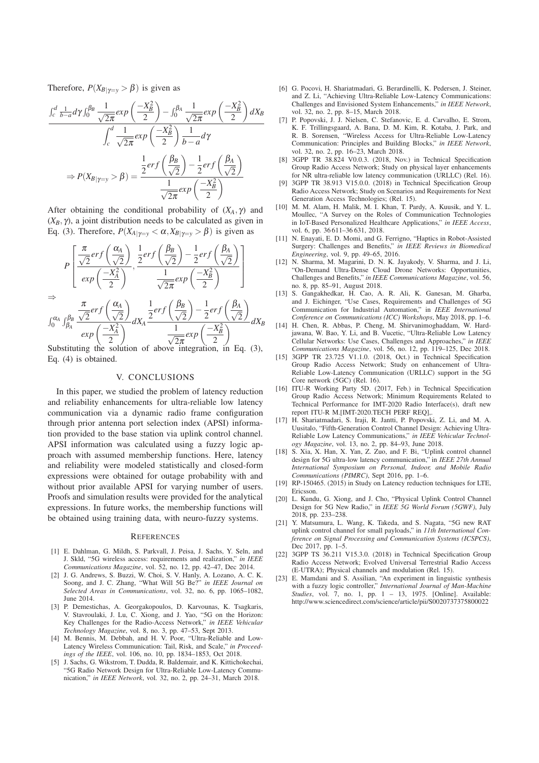Therefore, $P(X_{B|\gamma=y} > \beta)$ is given as

$$\frac{\int_c^d \frac{1}{b-a} d\gamma \int_0^{\beta_B} \frac{1}{\sqrt{2\pi}} exp\left(\frac{-X_B^2}{2}\right) - \int_0^{\beta_A} \frac{1}{\sqrt{2\pi}} exp\left(\frac{-X_B^2}{2}\right) dX_B}{\int_c^d \frac{1}{\sqrt{2\pi}} exp\left(\frac{-X_B^2}{2}\right) \frac{1}{b-a} d\gamma}$$

$$\Rightarrow P(X_{B|\gamma=y} > \beta) = \frac{\frac{1}{2} erf\left(\frac{\beta_B}{\sqrt{2}}\right) - \frac{1}{2} erf\left(\frac{\beta_A}{\sqrt{2}}\right)}{\frac{1}{\sqrt{2\pi}} exp\left(\frac{-X_B^2}{2}\right)}$$

After obtaining the conditional probability of $(X_A, \gamma)$ and $(X_B, \gamma)$, a joint distribution needs to be calculated as given in Eq. (3). Therefore, $P(X_{A|\gamma=y} < \alpha, X_{B|\gamma=y} > \beta)$ is given as

$$P\left[\frac{\frac{\pi}{\sqrt{2}} erf\left(\frac{\alpha_A}{\sqrt{2}}\right)}{exp\left(\frac{-X_A^2}{2}\right)}, \frac{\frac{1}{2} erf\left(\frac{\beta_B}{\sqrt{2}}\right) - \frac{1}{2} erf\left(\frac{\beta_A}{\sqrt{2}}\right)}{\frac{1}{\sqrt{2\pi}} exp\left(\frac{-X_B^2}{2}\right)}\right]$$

$$\Rightarrow$$

$$\int_0^{\alpha_A} \int_{\beta_A}^{\beta_B} \frac{\frac{\pi}{\sqrt{2}} erf\left(\frac{\alpha_A}{\sqrt{2}}\right)}{exp\left(\frac{-X_A^2}{2}\right)} dX_A \frac{\frac{1}{2} erf\left(\frac{\beta_B}{\sqrt{2}}\right) - \frac{1}{2} erf\left(\frac{\beta_A}{\sqrt{2}}\right)}{\frac{1}{\sqrt{2\pi}} exp\left(\frac{-X_B^2}{2}\right)} dX_B$$

Substituting the solution of above integration, in Eq. (3), Eq. (4) is obtained.

## V. CONCLUSIONS

In this paper, we studied the problem of latency reduction and reliability enhancements for ultra-reliable low latency communication via a dynamic radio frame configuration through prior antenna port selection index (APSI) information provided to the base station via uplink control channel. APSI information was calculated using a fuzzy logic approach with assumed membership functions. Here, latency and reliability were modeled statistically and closed-form expressions were obtained for outage probability with and without prior available APSI for varying number of users. Proofs and simulation results were provided for the analytical expressions. In future works, the membership functions will be obtained using training data, with neuro-fuzzy systems.

## REFERENCES

[1] E. Dahlman, G. Mildh, S. Parkvall, J. Peisa, J. Sachs, Y. Seln, and J. Skld, "5G wireless access: requirements and realization," *in IEEE Communications Magazine*, vol. 52, no. 12, pp. 42–47, Dec 2014.

[2] J. G. Andrews, S. Buzzi, W. Choi, S. V. Hanly, A. Lozano, A. C. K. Soong, and J. C. Zhang, "What Will 5G Be?" *in IEEE Journal on Selected Areas in Communications*, vol. 32, no. 6, pp. 1065–1082, June 2014.

[3] P. Demestichas, A. Georgakopoulos, D. Karvounas, K. Tsagkaris, V. Stavroulaki, J. Lu, C. Xiong, and J. Yao, "5G on the Horizon: Key Challenges for the Radio-Access Network," *in IEEE Vehicular Technology Magazine*, vol. 8, no. 3, pp. 47–53, Sept 2013.

[4] M. Bennis, M. Debbah, and H. V. Poor, "Ultra-Reliable and Low-Latency Wireless Communication: Tail, Risk, and Scale," *in Proceedings of the IEEE*, vol. 106, no. 10, pp. 1834–1853, Oct 2018.

[5] J. Sachs, G. Wikstrom, T. Dudda, R. Baldemair, and K. Kittichokechai, "5G Radio Network Design for Ultra-Reliable Low-Latency Communication," *in IEEE Network*, vol. 32, no. 2, pp. 24–31, March 2018.

[6] G. Pocovi, H. Shariatmadari, G. Berardinelli, K. Pedersen, J. Steiner, and Z. Li, "Achieving Ultra-Reliable Low-Latency Communications: Challenges and Envisioned System Enhancements," *in IEEE Network*, vol. 32, no. 2, pp. 8–15, March 2018.

[7] P. Popovski, J. J. Nielsen, C. Stefanovic, E. d. Carvalho, E. Strom, K. F. Trillingsgaard, A. Bana, D. M. Kim, R. Kotaba, J. Park, and R. B. Sorensen, "Wireless Access for Ultra-Reliable Low-Latency Communication: Principles and Building Blocks," *in IEEE Network*, vol. 32, no. 2, pp. 16–23, March 2018.

[8] 3GPP TR 38.824 V0.0.3. (2018, Nov.) in Technical Specification Group Radio Access Network; Study on physical layer enhancements for NR ultra-reliable low latency communication (URLLC) (Rel. 16).

[9] 3GPP TR 38.913 V15.0.0. (2018) in Technical Specification Group Radio Access Network; Study on Scenarios and Requirements for Next Generation Access Technologies; (Rel. 15).

[10] M. M. Alam, H. Malik, M. I. Khan, T. Pardy, A. Kuusik, and Y. L. Moullec, "A Survey on the Roles of Communication Technologies in IoT-Based Personalized Healthcare Applications," *in IEEE Access*, vol. 6, pp. 36 611–36 631, 2018.

[11] N. Enayati, E. D. Momi, and G. Ferrigno, "Haptics in Robot-Assisted Surgery: Challenges and Benefits," *in IEEE Reviews in Biomedical Engineering*, vol. 9, pp. 49–65, 2016.

[12] N. Sharma, M. Magarini, D. N. K. Jayakody, V. Sharma, and J. Li, "On-Demand Ultra-Dense Cloud Drone Networks: Opportunities, Challenges and Benefits," *in IEEE Communications Magazine*, vol. 56, no. 8, pp. 85–91, August 2018.

[13] S. Gangakhedkar, H. Cao, A. R. Ali, K. Ganesan, M. Gharba, and J. Eichinger, "Use Cases, Requirements and Challenges of 5G Communication for Industrial Automation," in *IEEE International Conference on Communications (ICC) Workshops*, May 2018, pp. 1–6.

[14] H. Chen, R. Abbas, P. Cheng, M. Shirvanimoghaddam, W. Hardjawana, W. Bao, Y. Li, and B. Vucetic, "Ultra-Reliable Low Latency Cellular Networks: Use Cases, Challenges and Approaches," *in IEEE Communications Magazine*, vol. 56, no. 12, pp. 119–125, Dec 2018.

[15] 3GPP TR 23.725 V1.1.0. (2018, Oct.) in Technical Specification Group Radio Access Network; Study on enhancement of Ultra-Reliable Low-Latency Communication (URLLC) support in the 5G Core network (5GC) (Rel. 16).

[16] ITU-R Working Party 5D. (2017, Feb.) in Technical Specification Group Radio Access Network; Minimum Requirements Related to Technical Performance for IMT-2020 Radio Interface(s), draft new report ITU-R M.[IMT-2020.TECH PERF REQ],.

[17] H. Shariatmadari, S. Iraji, R. Jantti, P. Popovski, Z. Li, and M. A. Uusitalo, "Fifth-Generation Control Channel Design: Achieving Ultra-Reliable Low Latency Communications," *in IEEE Vehicular Technology Magazine*, vol. 13, no. 2, pp. 84–93, June 2018.

[18] S. Xia, X. Han, X. Yan, Z. Zuo, and F. Bi, "Uplink control channel design for 5G ultra-low latency communication," in *IEEE 27th Annual International Symposium on Personal, Indoor, and Mobile Radio Communications (PIMRC)*, Sept 2016, pp. 1–6.

[19] RP-150465. (2015) in Study on Latency reduction techniques for LTE, Ericsson.

[20] L. Kundu, G. Xiong, and J. Cho, "Physical Uplink Control Channel Design for 5G New Radio," in *IEEE 5G World Forum (5GWF)*, July 2018, pp. 233–238.

[21] Y. Matsumura, L. Wang, K. Takeda, and S. Nagata, "5G new RAT uplink control channel for small payloads," in *11th International Conference on Signal Processing and Communication Systems (ICSPCS)*, Dec 2017, pp. 1–5.

[22] 3GPP TS 36.211 V15.3.0. (2018) in Technical Specification Group Radio Access Network; Evolved Universal Terrestrial Radio Access (E-UTRA); Physical channels and modulation (Rel. 15).

[23] E. Mamdani and S. Assilian, "An experiment in linguistic synthesis with a fuzzy logic controller," *International Journal of Man-Machine Studies*, vol. 7, no. 1, pp. 1 – 13, 1975. [Online]. Available: http://www.sciencedirect.com/science/article/pii/S0020737375800022